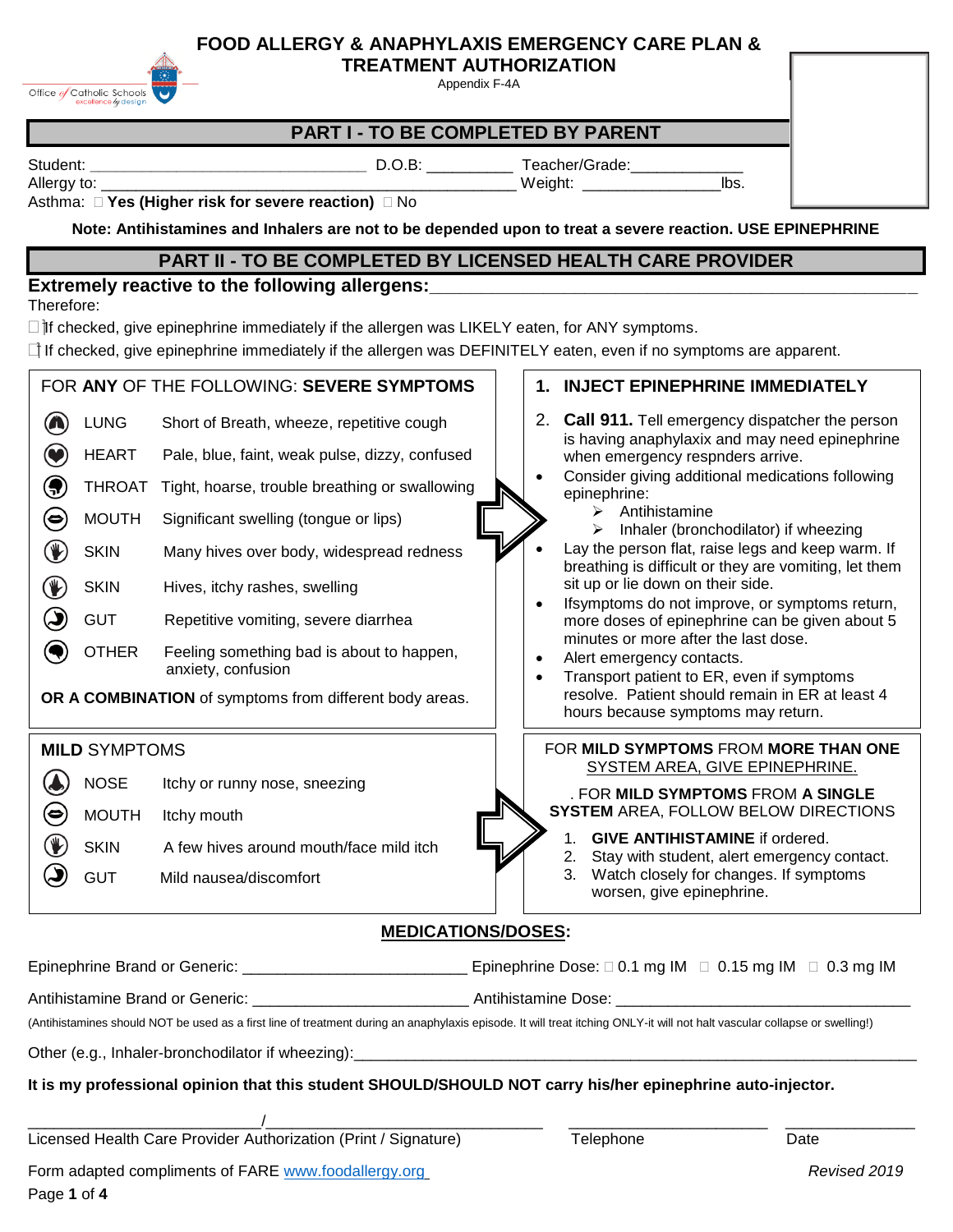# FOOD ALLERGY & ANAPHYLAXIS EMERGENCY CARE PLAN & TREATMENT AUTHORIZATION

Appendix F-4A

## PART I - TO BE COMPLETED BY PARENT

Student: ________________________________ D.O.B: __________ Teacher/Grade:_____________

Allergy to: ______________________________________________ Weight: _______________lbs.

Asthma: ☐ **Yes (Higher risk for severe reaction)** ☐ No

**Note: Antihistamines and Inhalers are not to be depended upon to treat a severe reaction. USE EPINEPHRINE**

## PART II - TO BE COMPLETED BY LICENSED HEALTH CARE PROVIDER

**Extremely reactive to the following allergens:**______________________________________________

Therefore:

☐ If checked, give epinephrine immediately if the allergen was LIKELY eaten, for ANY symptoms.

☐ If checked, give epinephrine immediately if the allergen was DEFINITELY eaten, even if no symptoms are apparent.

FOR **ANY** OF THE FOLLOWING: **SEVERE SYMPTOMS**

| | |
|---|---|
| LUNG | Short of Breath, wheeze, repetitive cough |
| HEART | Pale, blue, faint, weak pulse, dizzy, confused |
| THROAT | Tight, hoarse, trouble breathing or swallowing |
| MOUTH | Significant swelling (tongue or lips) |
| SKIN | Many hives over body, widespread redness |
| SKIN | Hives, itchy rashes, swelling |
| GUT | Repetitive vomiting, severe diarrhea |
| OTHER | Feeling something bad is about to happen, anxiety, confusion |

**OR A COMBINATION** of symptoms from different body areas.

1. **INJECT EPINEPHRINE IMMEDIATELY**
2. **Call 911.** Tell emergency dispatcher the person is having anaphylaxix and may need epinephrine when emergency respnders arrive.

- Consider giving additional medications following epinephrine:
  - Antihistamine
  - Inhaler (bronchodilator) if wheezing
- Lay the person flat, raise legs and keep warm. If breathing is difficult or they are vomiting, let them sit up or lie down on their side.
- Ifsymptoms do not improve, or symptoms return, more doses of epinephrine can be given about 5 minutes or more after the last dose.
- Alert emergency contacts.
- Transport patient to ER, even if symptoms resolve. Patient should remain in ER at least 4 hours because symptoms may return.

**MILD** SYMPTOMS

| | |
|---|---|
| NOSE | Itchy or runny nose, sneezing |
| MOUTH | Itchy mouth |
| SKIN | A few hives around mouth/face mild itch |
| GUT | Mild nausea/discomfort |

FOR **MILD SYMPTOMS** FROM **MORE THAN ONE** SYSTEM AREA, GIVE EPINEPHRINE.

. FOR **MILD SYMPTOMS** FROM **A SINGLE SYSTEM** AREA, FOLLOW BELOW DIRECTIONS

1. **GIVE ANTIHISTAMINE** if ordered.
2. Stay with student, alert emergency contact.
3. Watch closely for changes. If symptoms worsen, give epinephrine.

## MEDICATIONS/DOSES:

Epinephrine Brand or Generic: ________________________ Epinephrine Dose: ☐ 0.1 mg IM ☐ 0.15 mg IM ☐ 0.3 mg IM

Antihistamine Brand or Generic: ________________________ Antihistamine Dose: ________________________________

(Antihistamines should NOT be used as a first line of treatment during an anaphylaxis episode. It will treat itching ONLY-it will not halt vascular collapse or swelling!)

Other (e.g., Inhaler-bronchodilator if wheezing):________________________________________________

**It is my professional opinion that this student SHOULD/SHOULD NOT carry his/her epinephrine auto-injector.**

___________________________/________________________________ ______________________ ______________

Licensed Health Care Provider Authorization (Print / Signature) Telephone Date

Form adapted compliments of FARE www.foodallergy.org *Revised 2019*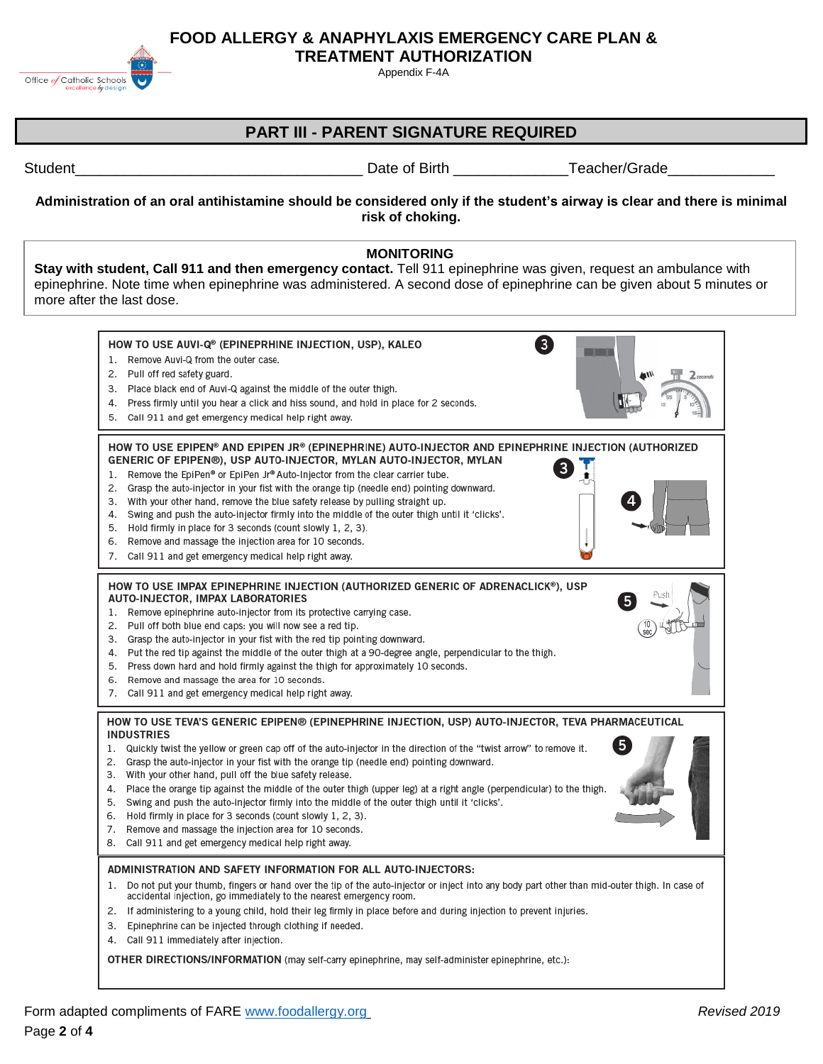# FOOD ALLERGY & ANAPHYLAXIS EMERGENCY CARE PLAN & TREATMENT AUTHORIZATION

Appendix F-4A

## PART III - PARENT SIGNATURE REQUIRED

Student___________________________________ Date of Birth _____________Teacher/Grade____________

**Administration of an oral antihistamine should be considered only if the student's airway is clear and there is minimal risk of choking.**

### MONITORING

**Stay with student, Call 911 and then emergency contact.** Tell 911 epinephrine was given, request an ambulance with epinephrine. Note time when epinephrine was administered. A second dose of epinephrine can be given about 5 minutes or more after the last dose.

**HOW TO USE AUVI-Q® (EPINEPRHINE INJECTION, USP), KALEO**

1. Remove Auvi-Q from the outer case.
2. Pull off red safety guard.
3. Place black end of Auvi-Q against the middle of the outer thigh.
4. Press firmly until you hear a click and hiss sound, and hold in place for 2 seconds.
5. Call 911 and get emergency medical help right away.

**HOW TO USE EPIPEN® AND EPIPEN JR® (EPINEPHRINE) AUTO-INJECTOR AND EPINEPHRINE INJECTION (AUTHORIZED GENERIC OF EPIPEN®), USP AUTO-INJECTOR, MYLAN AUTO-INJECTOR, MYLAN**

1. Remove the EpiPen® or EpiPen Jr® Auto-Injector from the clear carrier tube.
2. Grasp the auto-injector in your fist with the orange tip (needle end) pointing downward.
3. With your other hand, remove the blue safety release by pulling straight up.
4. Swing and push the auto-injector firmly into the middle of the outer thigh until it 'clicks'.
5. Hold firmly in place for 3 seconds (count slowly 1, 2, 3).
6. Remove and massage the injection area for 10 seconds.
7. Call 911 and get emergency medical help right away.

**HOW TO USE IMPAX EPINEPHRINE INJECTION (AUTHORIZED GENERIC OF ADRENACLICK®), USP AUTO-INJECTOR, IMPAX LABORATORIES**

1. Remove epinephrine auto-injector from its protective carrying case.
2. Pull off both blue end caps: you will now see a red tip.
3. Grasp the auto-injector in your fist with the red tip pointing downward.
4. Put the red tip against the middle of the outer thigh at a 90-degree angle, perpendicular to the thigh.
5. Press down hard and hold firmly against the thigh for approximately 10 seconds.
6. Remove and massage the area for 10 seconds.
7. Call 911 and get emergency medical help right away.

**HOW TO USE TEVA'S GENERIC EPIPEN® (EPINEPHRINE INJECTION, USP) AUTO-INJECTOR, TEVA PHARMACEUTICAL INDUSTRIES**

1. Quickly twist the yellow or green cap off of the auto-injector in the direction of the "twist arrow" to remove it.
2. Grasp the auto-injector in your fist with the orange tip (needle end) pointing downward.
3. With your other hand, pull off the blue safety release.
4. Place the orange tip against the middle of the outer thigh (upper leg) at a right angle (perpendicular) to the thigh.
5. Swing and push the auto-injector firmly into the middle of the outer thigh until it 'clicks'.
6. Hold firmly in place for 3 seconds (count slowly 1, 2, 3).
7. Remove and massage the injection area for 10 seconds.
8. Call 911 and get emergency medical help right away.

**ADMINISTRATION AND SAFETY INFORMATION FOR ALL AUTO-INJECTORS:**

1. Do not put your thumb, fingers or hand over the tip of the auto-injector or inject into any body part other than mid-outer thigh. In case of accidental injection, go immediately to the nearest emergency room.
2. If administering to a young child, hold their leg firmly in place before and during injection to prevent injuries.
3. Epinephrine can be injected through clothing if needed.
4. Call 911 immediately after injection.

**OTHER DIRECTIONS/INFORMATION** (may self-carry epinephrine, may self-administer epinephrine, etc.):

Form adapted compliments of FARE www.foodallergy.org *Revised 2019*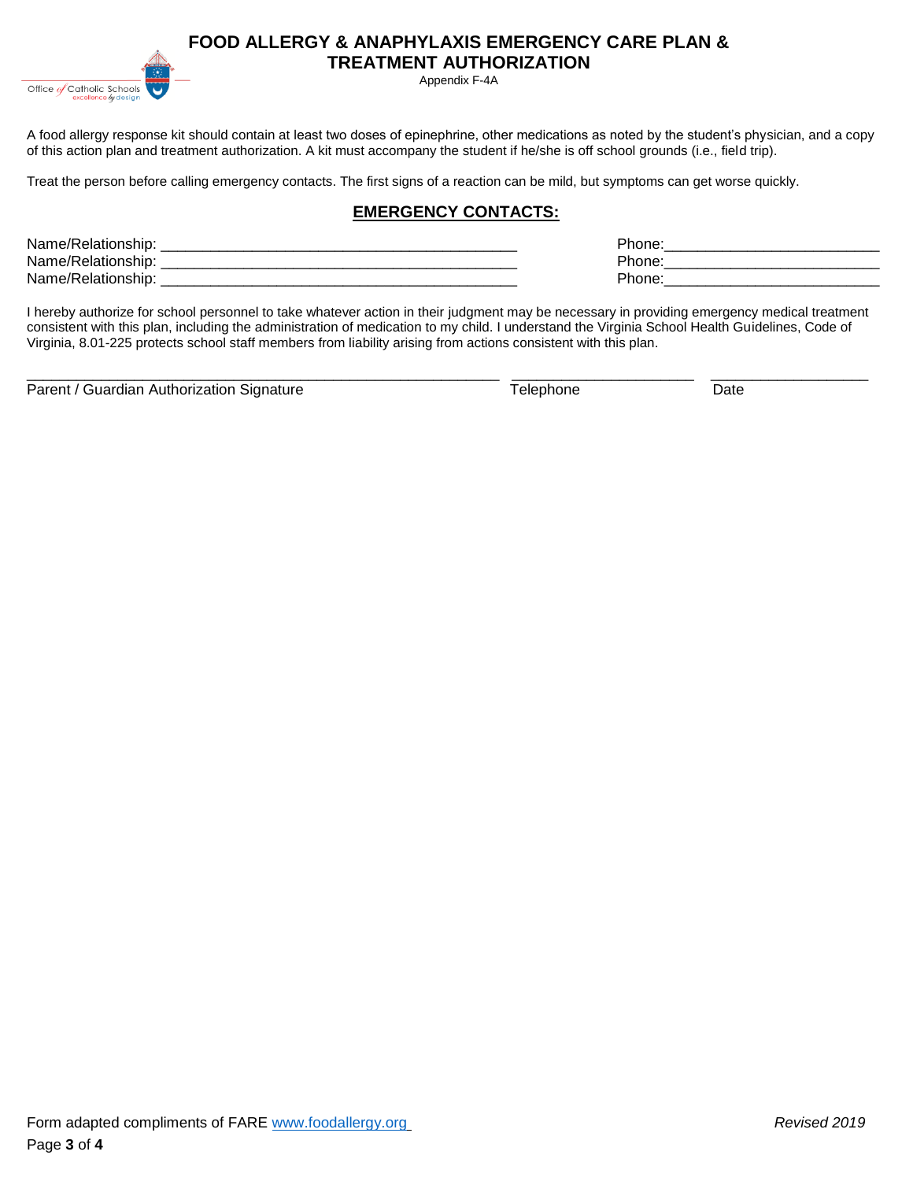# FOOD ALLERGY & ANAPHYLAXIS EMERGENCY CARE PLAN & TREATMENT AUTHORIZATION

Appendix F-4A

A food allergy response kit should contain at least two doses of epinephrine, other medications as noted by the student's physician, and a copy of this action plan and treatment authorization. A kit must accompany the student if he/she is off school grounds (i.e., field trip).

Treat the person before calling emergency contacts. The first signs of a reaction can be mild, but symptoms can get worse quickly.

## EMERGENCY CONTACTS:

Name/Relationship: ____________________________________________ Phone:__________________________

Name/Relationship: ____________________________________________ Phone:__________________________

Name/Relationship: ____________________________________________ Phone:__________________________

I hereby authorize for school personnel to take whatever action in their judgment may be necessary in providing emergency medical treatment consistent with this plan, including the administration of medication to my child. I understand the Virginia School Health Guidelines, Code of Virginia, 8.01-225 protects school staff members from liability arising from actions consistent with this plan.

__________________________________________________________ ______________________ ___________________

Parent / Guardian Authorization Signature Telephone Date

Form adapted compliments of FARE www.foodallergy.org

*Revised 2019*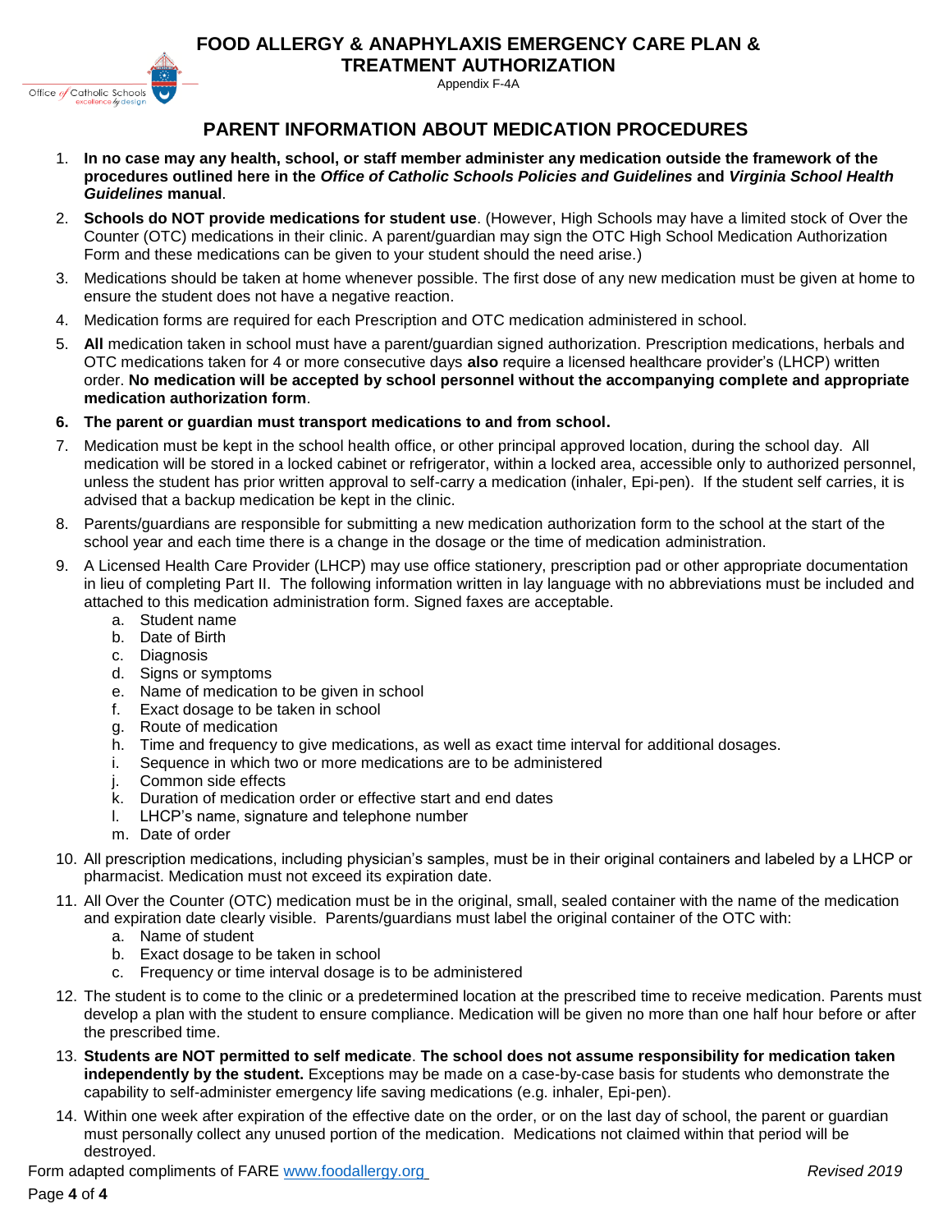# FOOD ALLERGY & ANAPHYLAXIS EMERGENCY CARE PLAN & TREATMENT AUTHORIZATION

Appendix F-4A

## PARENT INFORMATION ABOUT MEDICATION PROCEDURES

1. **In no case may any health, school, or staff member administer any medication outside the framework of the procedures outlined here in the *Office of Catholic Schools Policies and Guidelines* and *Virginia School Health Guidelines* manual**.
2. **Schools do NOT provide medications for student use**. (However, High Schools may have a limited stock of Over the Counter (OTC) medications in their clinic. A parent/guardian may sign the OTC High School Medication Authorization Form and these medications can be given to your student should the need arise.)
3. Medications should be taken at home whenever possible. The first dose of any new medication must be given at home to ensure the student does not have a negative reaction.
4. Medication forms are required for each Prescription and OTC medication administered in school.
5. **All** medication taken in school must have a parent/guardian signed authorization. Prescription medications, herbals and OTC medications taken for 4 or more consecutive days **also** require a licensed healthcare provider's (LHCP) written order. **No medication will be accepted by school personnel without the accompanying complete and appropriate medication authorization form**.
6. **The parent or guardian must transport medications to and from school.**
7. Medication must be kept in the school health office, or other principal approved location, during the school day. All medication will be stored in a locked cabinet or refrigerator, within a locked area, accessible only to authorized personnel, unless the student has prior written approval to self-carry a medication (inhaler, Epi-pen). If the student self carries, it is advised that a backup medication be kept in the clinic.
8. Parents/guardians are responsible for submitting a new medication authorization form to the school at the start of the school year and each time there is a change in the dosage or the time of medication administration.
9. A Licensed Health Care Provider (LHCP) may use office stationery, prescription pad or other appropriate documentation in lieu of completing Part II. The following information written in lay language with no abbreviations must be included and attached to this medication administration form. Signed faxes are acceptable.
   a. Student name
   b. Date of Birth
   c. Diagnosis
   d. Signs or symptoms
   e. Name of medication to be given in school
   f. Exact dosage to be taken in school
   g. Route of medication
   h. Time and frequency to give medications, as well as exact time interval for additional dosages.
   i. Sequence in which two or more medications are to be administered
   j. Common side effects
   k. Duration of medication order or effective start and end dates
   l. LHCP's name, signature and telephone number
   m. Date of order
10. All prescription medications, including physician's samples, must be in their original containers and labeled by a LHCP or pharmacist. Medication must not exceed its expiration date.
11. All Over the Counter (OTC) medication must be in the original, small, sealed container with the name of the medication and expiration date clearly visible. Parents/guardians must label the original container of the OTC with:
    a. Name of student
    b. Exact dosage to be taken in school
    c. Frequency or time interval dosage is to be administered
12. The student is to come to the clinic or a predetermined location at the prescribed time to receive medication. Parents must develop a plan with the student to ensure compliance. Medication will be given no more than one half hour before or after the prescribed time.
13. **Students are NOT permitted to self medicate**. **The school does not assume responsibility for medication taken independently by the student.** Exceptions may be made on a case-by-case basis for students who demonstrate the capability to self-administer emergency life saving medications (e.g. inhaler, Epi-pen).
14. Within one week after expiration of the effective date on the order, or on the last day of school, the parent or guardian must personally collect any unused portion of the medication. Medications not claimed within that period will be destroyed.

Form adapted compliments of FARE www.foodallergy.org *Revised 2019*